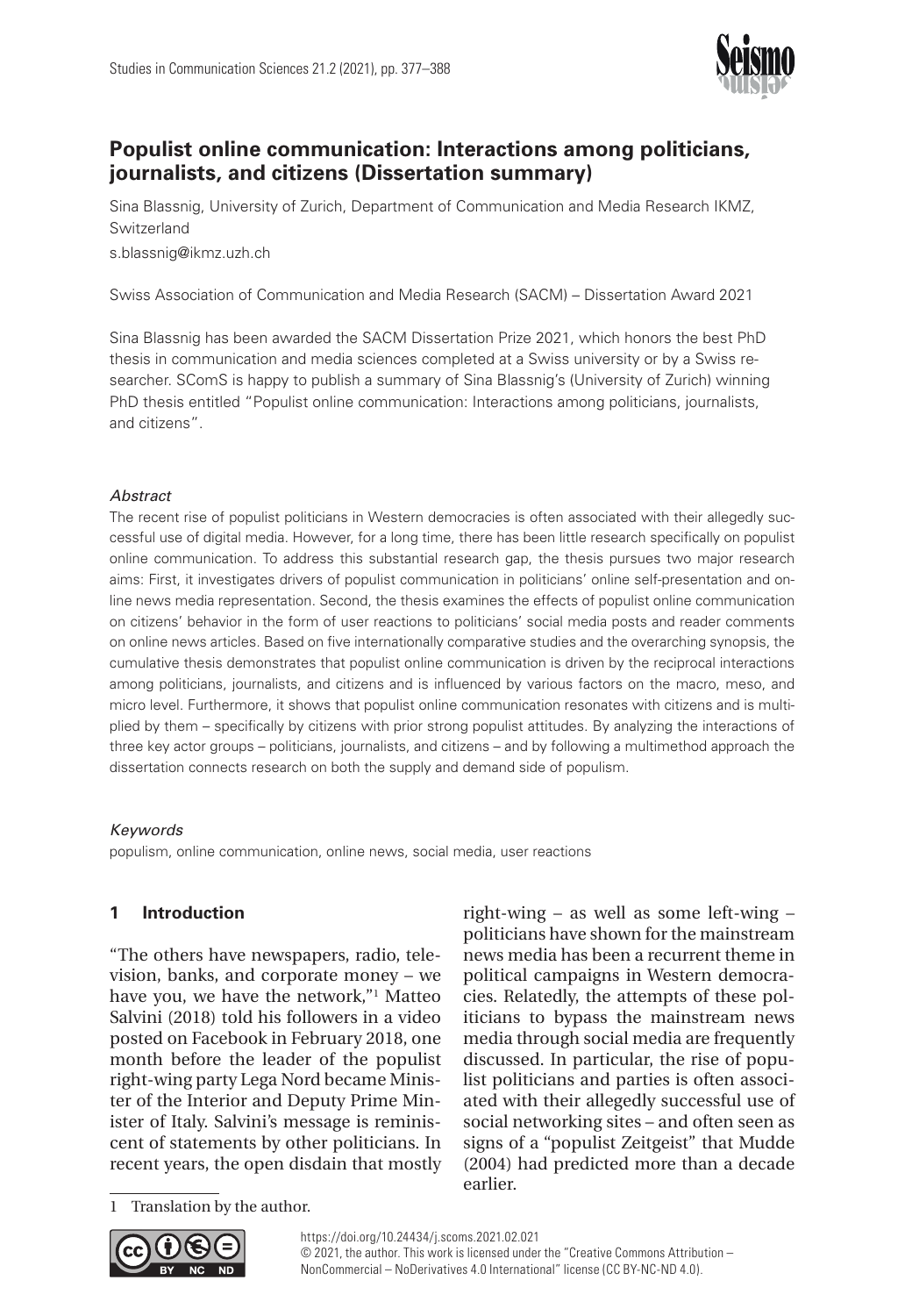# Populist online communication: Interactions among politicians, journalists, and citizens (Dissertation summary)

Sina Blassnig, University of Zurich, Department of Communication and Media Research IKMZ, Switzerland

s.blassnig@ikmz.uzh.ch

Swiss Association of Communication and Media Research (SACM) – Dissertation Award 2021

Sina Blassnig has been awarded the SACM Dissertation Prize 2021, which honors the best PhD thesis in communication and media sciences completed at a Swiss university or by a Swiss researcher. SComS is happy to publish a summary of Sina Blassnig's (University of Zurich) winning PhD thesis entitled "Populist online communication: Interactions among politicians, journalists, and citizens".

*Abstract*

The recent rise of populist politicians in Western democracies is often associated with their allegedly successful use of digital media. However, for a long time, there has been little research specifically on populist online communication. To address this substantial research gap, the thesis pursues two major research aims: First, it investigates drivers of populist communication in politicians' online self-presentation and online news media representation. Second, the thesis examines the effects of populist online communication on citizens' behavior in the form of user reactions to politicians' social media posts and reader comments on online news articles. Based on five internationally comparative studies and the overarching synopsis, the cumulative thesis demonstrates that populist online communication is driven by the reciprocal interactions among politicians, journalists, and citizens and is influenced by various factors on the macro, meso, and micro level. Furthermore, it shows that populist online communication resonates with citizens and is multiplied by them – specifically by citizens with prior strong populist attitudes. By analyzing the interactions of three key actor groups – politicians, journalists, and citizens – and by following a multimethod approach the dissertation connects research on both the supply and demand side of populism.

*Keywords*

populism, online communication, online news, social media, user reactions

## 1 Introduction

"The others have newspapers, radio, television, banks, and corporate money – we have you, we have the network,"[1] Matteo Salvini (2018) told his followers in a video posted on Facebook in February 2018, one month before the leader of the populist right-wing party Lega Nord became Minister of the Interior and Deputy Prime Minister of Italy. Salvini's message is reminiscent of statements by other politicians. In recent years, the open disdain that mostly right-wing – as well as some left-wing – politicians have shown for the mainstream news media has been a recurrent theme in political campaigns in Western democracies. Relatedly, the attempts of these politicians to bypass the mainstream news media through social media are frequently discussed. In particular, the rise of populist politicians and parties is often associated with their allegedly successful use of social networking sites – and often seen as signs of a "populist Zeitgeist" that Mudde (2004) had predicted more than a decade earlier.

[1] Translation by the author.

https://doi.org/10.24434/j.scoms.2021.02.021

© 2021, the author. This work is licensed under the "Creative Commons Attribution – NonCommercial – NoDerivatives 4.0 International" license (CC BY-NC-ND 4.0).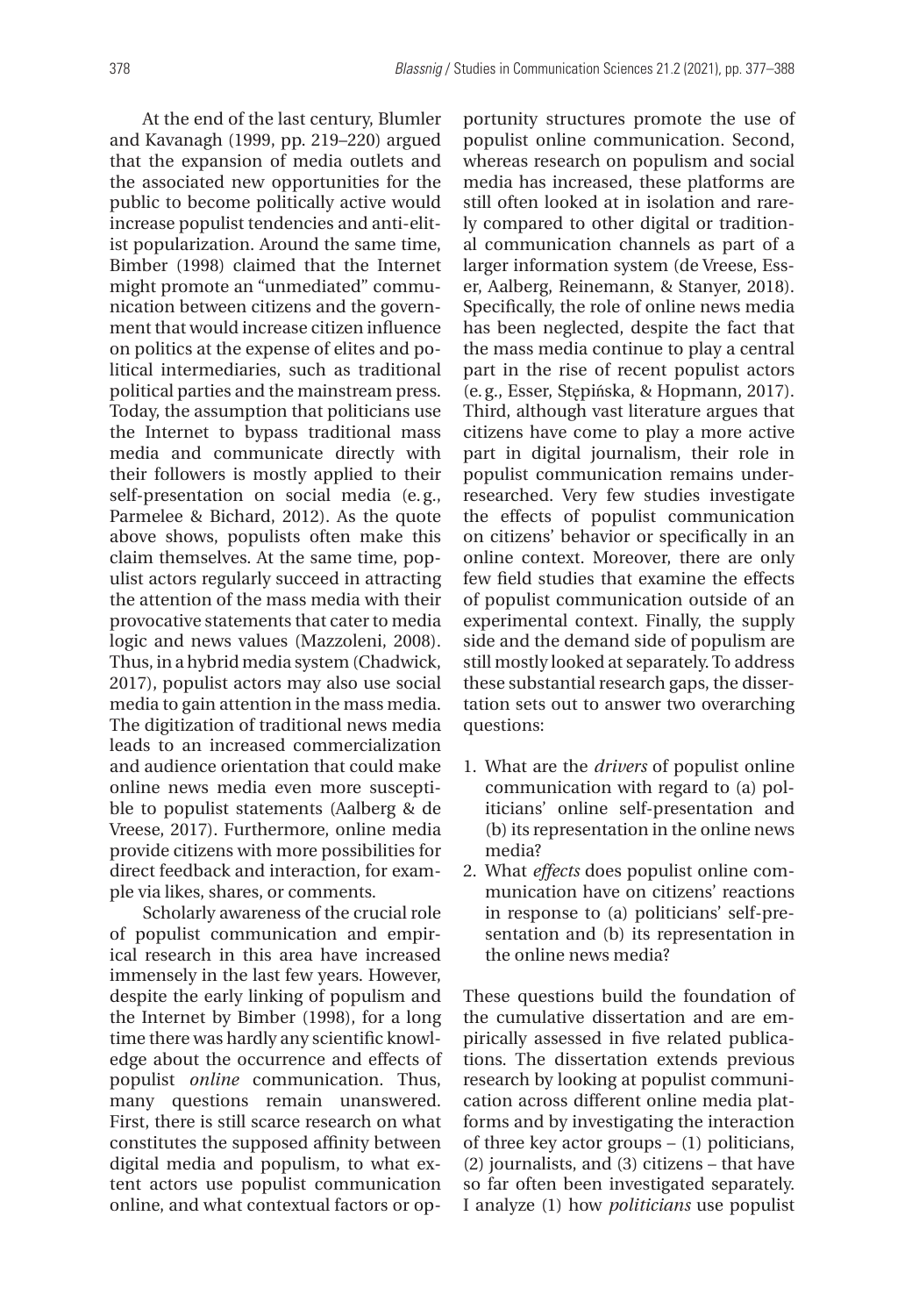At the end of the last century, Blumler and Kavanagh (1999, pp. 219–220) argued that the expansion of media outlets and the associated new opportunities for the public to become politically active would increase populist tendencies and anti-elitist popularization. Around the same time, Bimber (1998) claimed that the Internet might promote an "unmediated" communication between citizens and the government that would increase citizen influence on politics at the expense of elites and political intermediaries, such as traditional political parties and the mainstream press. Today, the assumption that politicians use the Internet to bypass traditional mass media and communicate directly with their followers is mostly applied to their self-presentation on social media (e. g., Parmelee & Bichard, 2012). As the quote above shows, populists often make this claim themselves. At the same time, populist actors regularly succeed in attracting the attention of the mass media with their provocative statements that cater to media logic and news values (Mazzoleni, 2008). Thus, in a hybrid media system (Chadwick, 2017), populist actors may also use social media to gain attention in the mass media. The digitization of traditional news media leads to an increased commercialization and audience orientation that could make online news media even more susceptible to populist statements (Aalberg & de Vreese, 2017). Furthermore, online media provide citizens with more possibilities for direct feedback and interaction, for example via likes, shares, or comments.

Scholarly awareness of the crucial role of populist communication and empirical research in this area have increased immensely in the last few years. However, despite the early linking of populism and the Internet by Bimber (1998), for a long time there was hardly any scientific knowledge about the occurrence and effects of populist *online* communication. Thus, many questions remain unanswered. First, there is still scarce research on what constitutes the supposed affinity between digital media and populism, to what extent actors use populist communication online, and what contextual factors or opportunity structures promote the use of populist online communication. Second, whereas research on populism and social media has increased, these platforms are still often looked at in isolation and rarely compared to other digital or traditional communication channels as part of a larger information system (de Vreese, Esser, Aalberg, Reinemann, & Stanyer, 2018). Specifically, the role of online news media has been neglected, despite the fact that the mass media continue to play a central part in the rise of recent populist actors (e. g., Esser, Stępińska, & Hopmann, 2017). Third, although vast literature argues that citizens have come to play a more active part in digital journalism, their role in populist communication remains underresearched. Very few studies investigate the effects of populist communication on citizens' behavior or specifically in an online context. Moreover, there are only few field studies that examine the effects of populist communication outside of an experimental context. Finally, the supply side and the demand side of populism are still mostly looked at separately. To address these substantial research gaps, the dissertation sets out to answer two overarching questions:

1. What are the *drivers* of populist online communication with regard to (a) politicians' online self-presentation and (b) its representation in the online news media?
2. What *effects* does populist online communication have on citizens' reactions in response to (a) politicians' self-presentation and (b) its representation in the online news media?

These questions build the foundation of the cumulative dissertation and are empirically assessed in five related publications. The dissertation extends previous research by looking at populist communication across different online media platforms and by investigating the interaction of three key actor groups – (1) politicians, (2) journalists, and (3) citizens – that have so far often been investigated separately. I analyze (1) how *politicians* use populist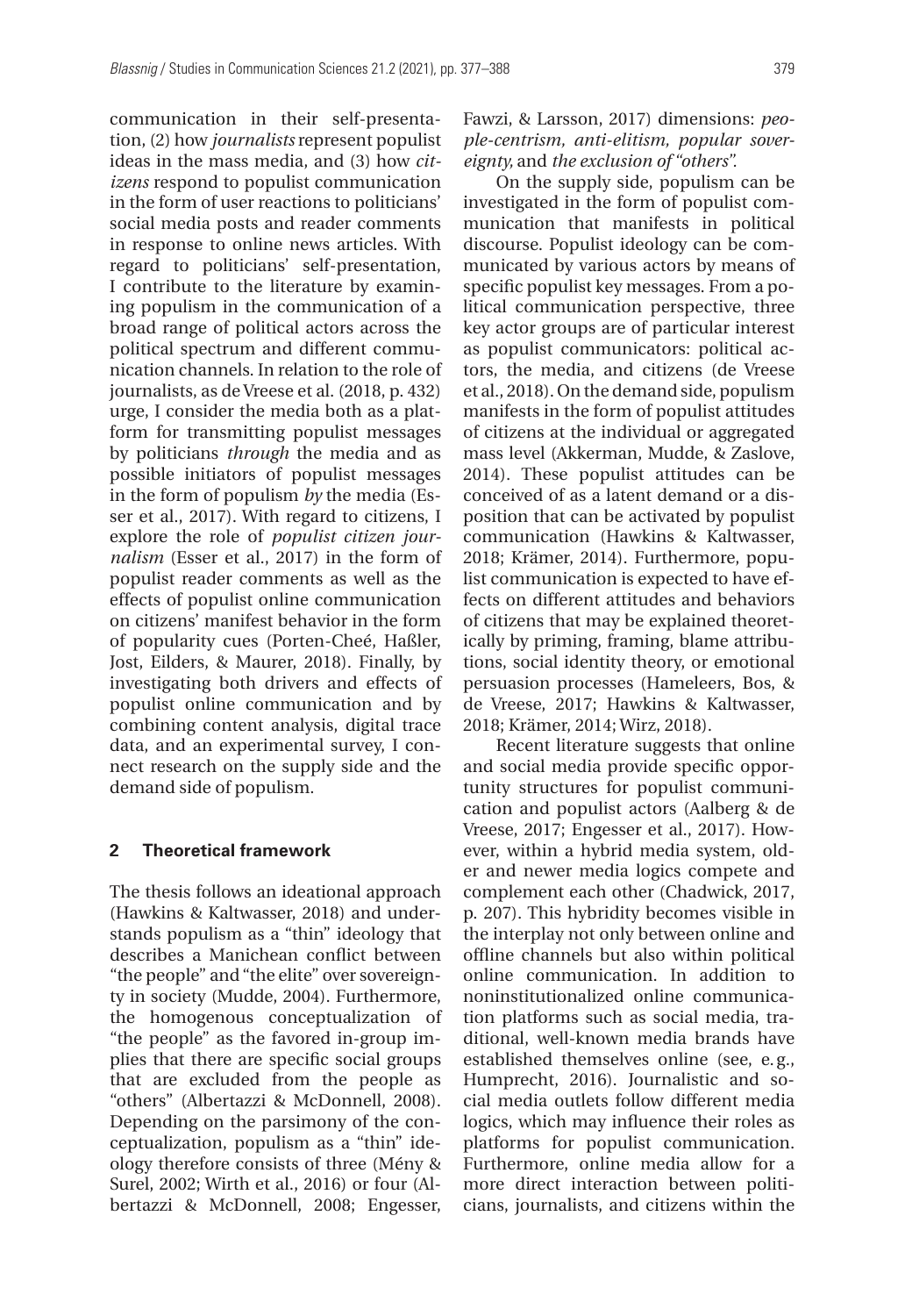communication in their self-presentation, (2) how *journalists* represent populist ideas in the mass media, and (3) how *citizens* respond to populist communication in the form of user reactions to politicians' social media posts and reader comments in response to online news articles. With regard to politicians' self-presentation, I contribute to the literature by examining populism in the communication of a broad range of political actors across the political spectrum and different communication channels. In relation to the role of journalists, as de Vreese et al. (2018, p. 432) urge, I consider the media both as a platform for transmitting populist messages by politicians *through* the media and as possible initiators of populist messages in the form of populism *by* the media (Esser et al., 2017). With regard to citizens, I explore the role of *populist citizen journalism* (Esser et al., 2017) in the form of populist reader comments as well as the effects of populist online communication on citizens' manifest behavior in the form of popularity cues (Porten-Cheé, Haßler, Jost, Eilders, & Maurer, 2018). Finally, by investigating both drivers and effects of populist online communication and by combining content analysis, digital trace data, and an experimental survey, I connect research on the supply side and the demand side of populism.

## 2 Theoretical framework

The thesis follows an ideational approach (Hawkins & Kaltwasser, 2018) and understands populism as a "thin" ideology that describes a Manichean conflict between "the people" and "the elite" over sovereignty in society (Mudde, 2004). Furthermore, the homogenous conceptualization of "the people" as the favored in-group implies that there are specific social groups that are excluded from the people as "others" (Albertazzi & McDonnell, 2008). Depending on the parsimony of the conceptualization, populism as a "thin" ideology therefore consists of three (Mény & Surel, 2002; Wirth et al., 2016) or four (Albertazzi & McDonnell, 2008; Engesser, Fawzi, & Larsson, 2017) dimensions: *people-centrism, anti-elitism, popular sovereignty,* and *the exclusion of "others".*

On the supply side, populism can be investigated in the form of populist communication that manifests in political discourse. Populist ideology can be communicated by various actors by means of specific populist key messages. From a political communication perspective, three key actor groups are of particular interest as populist communicators: political actors, the media, and citizens (de Vreese et al., 2018). On the demand side, populism manifests in the form of populist attitudes of citizens at the individual or aggregated mass level (Akkerman, Mudde, & Zaslove, 2014). These populist attitudes can be conceived of as a latent demand or a disposition that can be activated by populist communication (Hawkins & Kaltwasser, 2018; Krämer, 2014). Furthermore, populist communication is expected to have effects on different attitudes and behaviors of citizens that may be explained theoretically by priming, framing, blame attributions, social identity theory, or emotional persuasion processes (Hameleers, Bos, & de Vreese, 2017; Hawkins & Kaltwasser, 2018; Krämer, 2014; Wirz, 2018).

Recent literature suggests that online and social media provide specific opportunity structures for populist communication and populist actors (Aalberg & de Vreese, 2017; Engesser et al., 2017). However, within a hybrid media system, older and newer media logics compete and complement each other (Chadwick, 2017, p. 207). This hybridity becomes visible in the interplay not only between online and offline channels but also within political online communication. In addition to noninstitutionalized online communication platforms such as social media, traditional, well-known media brands have established themselves online (see, e.g., Humprecht, 2016). Journalistic and social media outlets follow different media logics, which may influence their roles as platforms for populist communication. Furthermore, online media allow for a more direct interaction between politicians, journalists, and citizens within the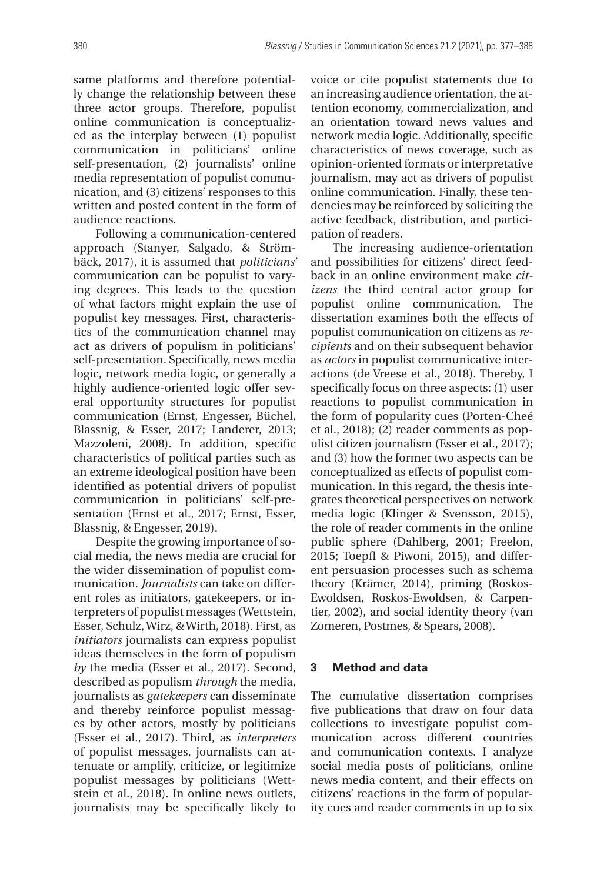same platforms and therefore potentially change the relationship between these three actor groups. Therefore, populist online communication is conceptualized as the interplay between (1) populist communication in politicians' online self-presentation, (2) journalists' online media representation of populist communication, and (3) citizens' responses to this written and posted content in the form of audience reactions.

Following a communication-centered approach (Stanyer, Salgado, & Strömbäck, 2017), it is assumed that *politicians'* communication can be populist to varying degrees. This leads to the question of what factors might explain the use of populist key messages. First, characteristics of the communication channel may act as drivers of populism in politicians' self-presentation. Specifically, news media logic, network media logic, or generally a highly audience-oriented logic offer several opportunity structures for populist communication (Ernst, Engesser, Büchel, Blassnig, & Esser, 2017; Landerer, 2013; Mazzoleni, 2008). In addition, specific characteristics of political parties such as an extreme ideological position have been identified as potential drivers of populist communication in politicians' self-presentation (Ernst et al., 2017; Ernst, Esser, Blassnig, & Engesser, 2019).

Despite the growing importance of social media, the news media are crucial for the wider dissemination of populist communication. *Journalists* can take on different roles as initiators, gatekeepers, or interpreters of populist messages (Wettstein, Esser, Schulz, Wirz, & Wirth, 2018). First, as *initiators* journalists can express populist ideas themselves in the form of populism *by* the media (Esser et al., 2017). Second, described as populism *through* the media, journalists as *gatekeepers* can disseminate and thereby reinforce populist messages by other actors, mostly by politicians (Esser et al., 2017). Third, as *interpreters* of populist messages, journalists can attenuate or amplify, criticize, or legitimize populist messages by politicians (Wettstein et al., 2018). In online news outlets, journalists may be specifically likely to voice or cite populist statements due to an increasing audience orientation, the attention economy, commercialization, and an orientation toward news values and network media logic. Additionally, specific characteristics of news coverage, such as opinion-oriented formats or interpretative journalism, may act as drivers of populist online communication. Finally, these tendencies may be reinforced by soliciting the active feedback, distribution, and participation of readers.

The increasing audience-orientation and possibilities for citizens' direct feedback in an online environment make *citizens* the third central actor group for populist online communication. The dissertation examines both the effects of populist communication on citizens as *recipients* and on their subsequent behavior as *actors* in populist communicative interactions (de Vreese et al., 2018). Thereby, I specifically focus on three aspects: (1) user reactions to populist communication in the form of popularity cues (Porten-Cheé et al., 2018); (2) reader comments as populist citizen journalism (Esser et al., 2017); and (3) how the former two aspects can be conceptualized as effects of populist communication. In this regard, the thesis integrates theoretical perspectives on network media logic (Klinger & Svensson, 2015), the role of reader comments in the online public sphere (Dahlberg, 2001; Freelon, 2015; Toepfl & Piwoni, 2015), and different persuasion processes such as schema theory (Krämer, 2014), priming (Roskos-Ewoldsen, Roskos-Ewoldsen, & Carpentier, 2002), and social identity theory (van Zomeren, Postmes, & Spears, 2008).

## 3 Method and data

The cumulative dissertation comprises five publications that draw on four data collections to investigate populist communication across different countries and communication contexts. I analyze social media posts of politicians, online news media content, and their effects on citizens' reactions in the form of popularity cues and reader comments in up to six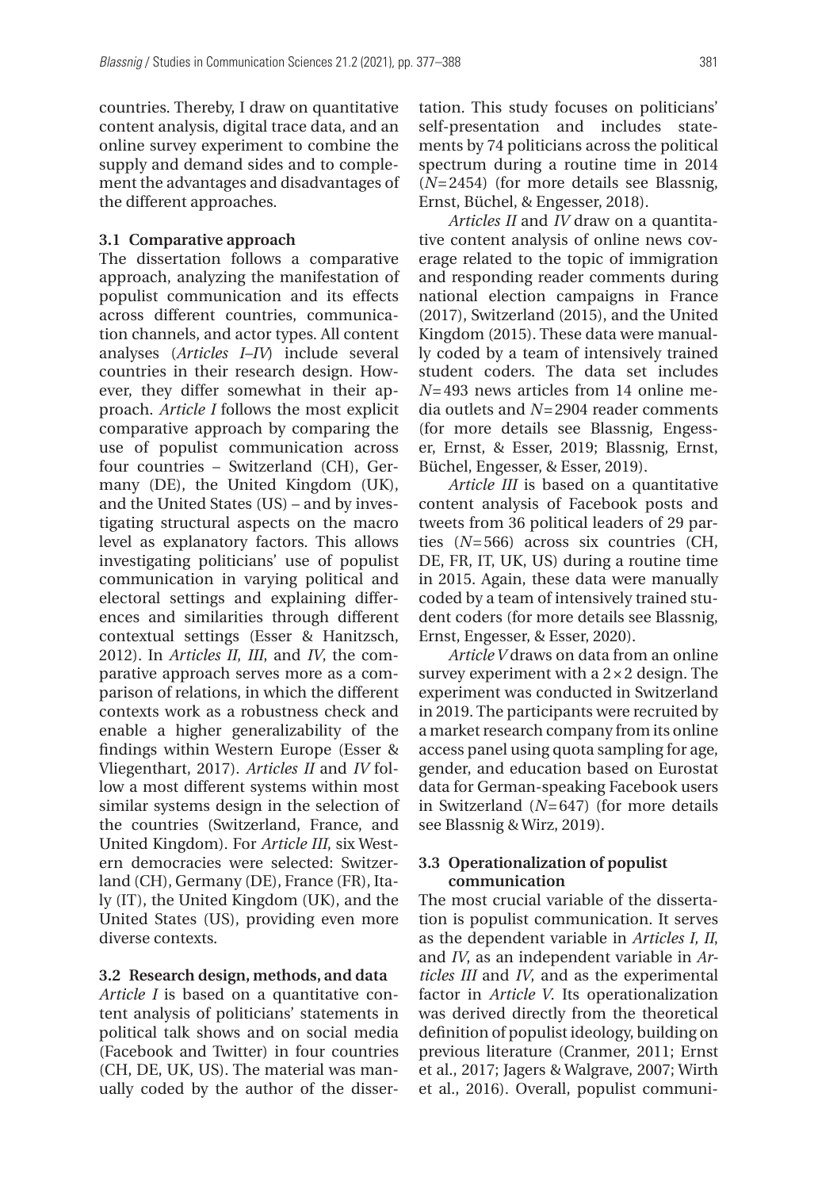countries. Thereby, I draw on quantitative content analysis, digital trace data, and an online survey experiment to combine the supply and demand sides and to complement the advantages and disadvantages of the different approaches.

### 3.1 Comparative approach

The dissertation follows a comparative approach, analyzing the manifestation of populist communication and its effects across different countries, communication channels, and actor types. All content analyses (*Articles I–IV*) include several countries in their research design. However, they differ somewhat in their approach. *Article I* follows the most explicit comparative approach by comparing the use of populist communication across four countries – Switzerland (CH), Germany (DE), the United Kingdom (UK), and the United States (US) – and by investigating structural aspects on the macro level as explanatory factors. This allows investigating politicians' use of populist communication in varying political and electoral settings and explaining differences and similarities through different contextual settings (Esser & Hanitzsch, 2012). In *Articles II*, *III*, and *IV*, the comparative approach serves more as a comparison of relations, in which the different contexts work as a robustness check and enable a higher generalizability of the findings within Western Europe (Esser & Vliegenthart, 2017). *Articles II* and *IV* follow a most different systems within most similar systems design in the selection of the countries (Switzerland, France, and United Kingdom). For *Article III*, six Western democracies were selected: Switzerland (CH), Germany (DE), France (FR), Italy (IT), the United Kingdom (UK), and the United States (US), providing even more diverse contexts.

### 3.2 Research design, methods, and data

*Article I* is based on a quantitative content analysis of politicians' statements in political talk shows and on social media (Facebook and Twitter) in four countries (CH, DE, UK, US). The material was manually coded by the author of the dissertation. This study focuses on politicians' self-presentation and includes statements by 74 politicians across the political spectrum during a routine time in 2014 ($N$=2454) (for more details see Blassnig, Ernst, Büchel, & Engesser, 2018).

*Articles II* and *IV* draw on a quantitative content analysis of online news coverage related to the topic of immigration and responding reader comments during national election campaigns in France (2017), Switzerland (2015), and the United Kingdom (2015). These data were manually coded by a team of intensively trained student coders. The data set includes $N$=493 news articles from 14 online media outlets and $N$=2904 reader comments (for more details see Blassnig, Engesser, Ernst, & Esser, 2019; Blassnig, Ernst, Büchel, Engesser, & Esser, 2019).

*Article III* is based on a quantitative content analysis of Facebook posts and tweets from 36 political leaders of 29 parties ($N$=566) across six countries (CH, DE, FR, IT, UK, US) during a routine time in 2015. Again, these data were manually coded by a team of intensively trained student coders (for more details see Blassnig, Ernst, Engesser, & Esser, 2020).

*Article V* draws on data from an online survey experiment with a $2\times2$ design. The experiment was conducted in Switzerland in 2019. The participants were recruited by a market research company from its online access panel using quota sampling for age, gender, and education based on Eurostat data for German-speaking Facebook users in Switzerland ($N$=647) (for more details see Blassnig & Wirz, 2019).

### 3.3 Operationalization of populist communication

The most crucial variable of the dissertation is populist communication. It serves as the dependent variable in *Articles I, II*, and *IV*, as an independent variable in *Articles III* and *IV*, and as the experimental factor in *Article V*. Its operationalization was derived directly from the theoretical definition of populist ideology, building on previous literature (Cranmer, 2011; Ernst et al., 2017; Jagers & Walgrave, 2007; Wirth et al., 2016). Overall, populist communi-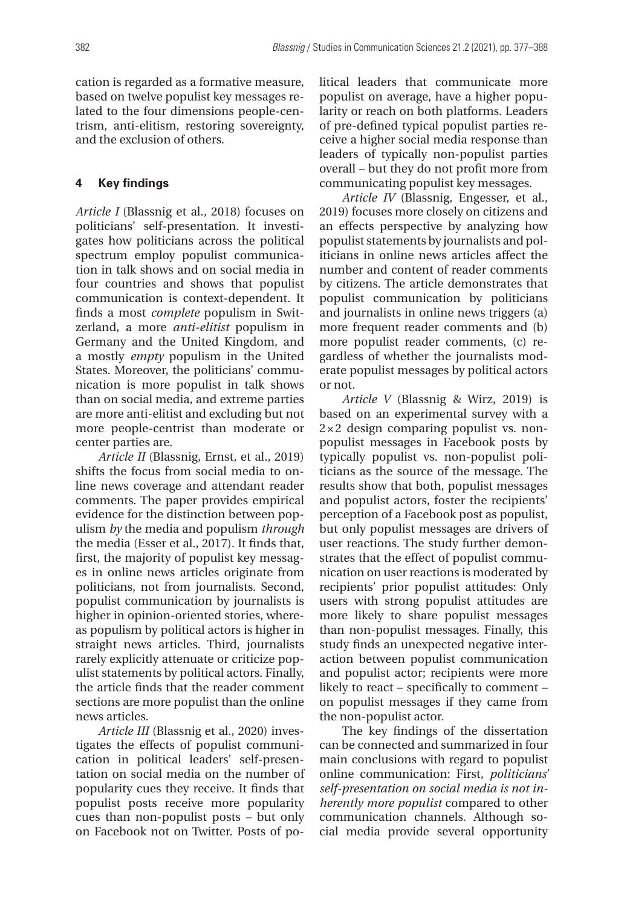cation is regarded as a formative measure, based on twelve populist key messages related to the four dimensions people-centrism, anti-elitism, restoring sovereignty, and the exclusion of others.

## 4 Key findings

*Article I* (Blassnig et al., 2018) focuses on politicians' self-presentation. It investigates how politicians across the political spectrum employ populist communication in talk shows and on social media in four countries and shows that populist communication is context-dependent. It finds a most *complete* populism in Switzerland, a more *anti-elitist* populism in Germany and the United Kingdom, and a mostly *empty* populism in the United States. Moreover, the politicians' communication is more populist in talk shows than on social media, and extreme parties are more anti-elitist and excluding but not more people-centrist than moderate or center parties are.

*Article II* (Blassnig, Ernst, et al., 2019) shifts the focus from social media to online news coverage and attendant reader comments. The paper provides empirical evidence for the distinction between populism *by* the media and populism *through* the media (Esser et al., 2017). It finds that, first, the majority of populist key messages in online news articles originate from politicians, not from journalists. Second, populist communication by journalists is higher in opinion-oriented stories, whereas populism by political actors is higher in straight news articles. Third, journalists rarely explicitly attenuate or criticize populist statements by political actors. Finally, the article finds that the reader comment sections are more populist than the online news articles.

*Article III* (Blassnig et al., 2020) investigates the effects of populist communication in political leaders' self-presentation on social media on the number of popularity cues they receive. It finds that populist posts receive more popularity cues than non-populist posts – but only on Facebook not on Twitter. Posts of political leaders that communicate more populist on average, have a higher popularity or reach on both platforms. Leaders of pre-defined typical populist parties receive a higher social media response than leaders of typically non-populist parties overall – but they do not profit more from communicating populist key messages.

*Article IV* (Blassnig, Engesser, et al., 2019) focuses more closely on citizens and an effects perspective by analyzing how populist statements by journalists and politicians in online news articles affect the number and content of reader comments by citizens. The article demonstrates that populist communication by politicians and journalists in online news triggers (a) more frequent reader comments and (b) more populist reader comments, (c) regardless of whether the journalists moderate populist messages by political actors or not.

*Article V* (Blassnig & Wirz, 2019) is based on an experimental survey with a 2×2 design comparing populist vs. non-populist messages in Facebook posts by typically populist vs. non-populist politicians as the source of the message. The results show that both, populist messages and populist actors, foster the recipients' perception of a Facebook post as populist, but only populist messages are drivers of user reactions. The study further demonstrates that the effect of populist communication on user reactions is moderated by recipients' prior populist attitudes: Only users with strong populist attitudes are more likely to share populist messages than non-populist messages. Finally, this study finds an unexpected negative interaction between populist communication and populist actor; recipients were more likely to react – specifically to comment – on populist messages if they came from the non-populist actor.

The key findings of the dissertation can be connected and summarized in four main conclusions with regard to populist online communication: First, *politicians' self-presentation on social media is not inherently more populist* compared to other communication channels. Although social media provide several opportunity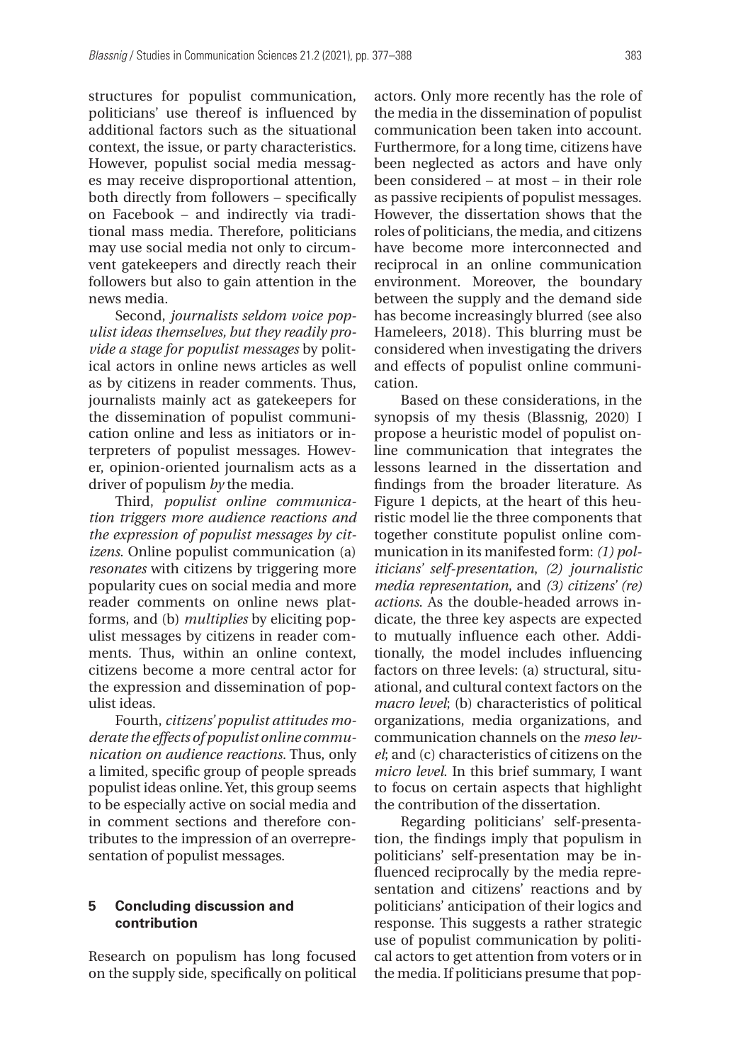structures for populist communication, politicians' use thereof is influenced by additional factors such as the situational context, the issue, or party characteristics. However, populist social media messages may receive disproportional attention, both directly from followers – specifically on Facebook – and indirectly via traditional mass media. Therefore, politicians may use social media not only to circumvent gatekeepers and directly reach their followers but also to gain attention in the news media.

Second, *journalists seldom voice populist ideas themselves, but they readily provide a stage for populist messages* by political actors in online news articles as well as by citizens in reader comments. Thus, journalists mainly act as gatekeepers for the dissemination of populist communication online and less as initiators or interpreters of populist messages. However, opinion-oriented journalism acts as a driver of populism *by* the media.

Third, *populist online communication triggers more audience reactions and the expression of populist messages by citizens*. Online populist communication (a) *resonates* with citizens by triggering more popularity cues on social media and more reader comments on online news platforms, and (b) *multiplies* by eliciting populist messages by citizens in reader comments. Thus, within an online context, citizens become a more central actor for the expression and dissemination of populist ideas.

Fourth, *citizens' populist attitudes moderate the effects of populist online communication on audience reactions*. Thus, only a limited, specific group of people spreads populist ideas online. Yet, this group seems to be especially active on social media and in comment sections and therefore contributes to the impression of an overrepresentation of populist messages.

## 5 Concluding discussion and contribution

Research on populism has long focused on the supply side, specifically on political actors. Only more recently has the role of the media in the dissemination of populist communication been taken into account. Furthermore, for a long time, citizens have been neglected as actors and have only been considered – at most – in their role as passive recipients of populist messages. However, the dissertation shows that the roles of politicians, the media, and citizens have become more interconnected and reciprocal in an online communication environment. Moreover, the boundary between the supply and the demand side has become increasingly blurred (see also Hameleers, 2018). This blurring must be considered when investigating the drivers and effects of populist online communication.

Based on these considerations, in the synopsis of my thesis (Blassnig, 2020) I propose a heuristic model of populist online communication that integrates the lessons learned in the dissertation and findings from the broader literature. As Figure 1 depicts, at the heart of this heuristic model lie the three components that together constitute populist online communication in its manifested form: *(1) politicians' self-presentation*, *(2) journalistic media representation*, and *(3) citizens' (re) actions*. As the double-headed arrows indicate, the three key aspects are expected to mutually influence each other. Additionally, the model includes influencing factors on three levels: (a) structural, situational, and cultural context factors on the *macro level*; (b) characteristics of political organizations, media organizations, and communication channels on the *meso level*; and (c) characteristics of citizens on the *micro level*. In this brief summary, I want to focus on certain aspects that highlight the contribution of the dissertation.

Regarding politicians' self-presentation, the findings imply that populism in politicians' self-presentation may be influenced reciprocally by the media representation and citizens' reactions and by politicians' anticipation of their logics and response. This suggests a rather strategic use of populist communication by political actors to get attention from voters or in the media. If politicians presume that pop-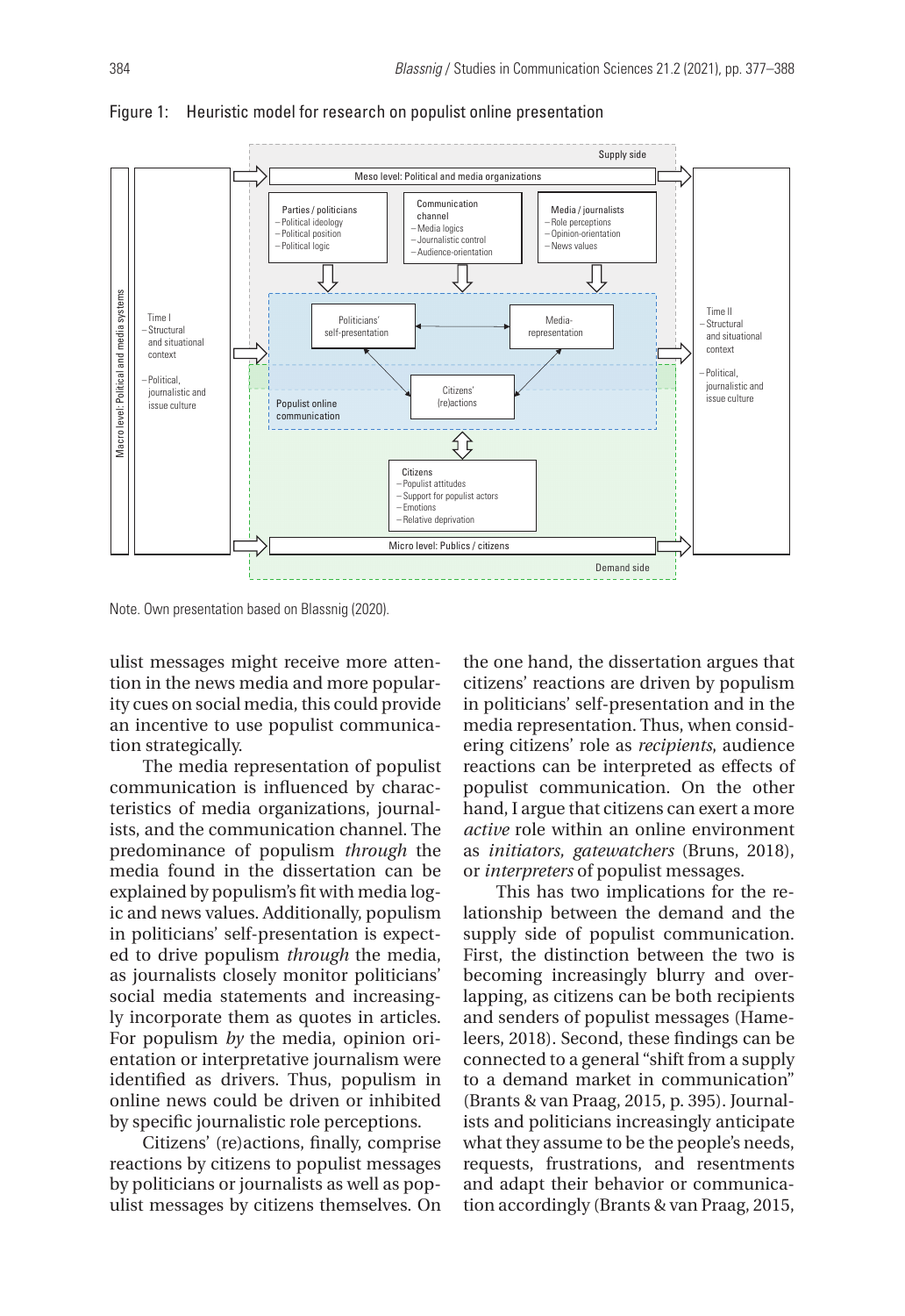Figure 1: Heuristic model for research on populist online presentation

Supply side

Meso level: Political and media organizations

Parties / politicians
– Political ideology
– Political position
– Political logic

Communication channel
– Media logics
– Journalistic control
– Audience-orientation

Media / journalists
– Role perceptions
– Opinion-orientation
– News values

Macro level: Political and media systems

Time I
– Structural and situational context
– Political, journalistic and issue culture

Politicians' self-presentation

Media-representation

Citizens' (re)actions

Populist online communication

Time II
– Structural and situational context
– Political, journalistic and issue culture

Citizens
– Populist attitudes
– Support for populist actors
– Emotions
– Relative deprivation

Micro level: Publics / citizens

Demand side

Note. Own presentation based on Blassnig (2020).

ulist messages might receive more attention in the news media and more popularity cues on social media, this could provide an incentive to use populist communication strategically.

The media representation of populist communication is influenced by characteristics of media organizations, journalists, and the communication channel. The predominance of populism *through* the media found in the dissertation can be explained by populism's fit with media logic and news values. Additionally, populism in politicians' self-presentation is expected to drive populism *through* the media, as journalists closely monitor politicians' social media statements and increasingly incorporate them as quotes in articles. For populism *by* the media, opinion orientation or interpretative journalism were identified as drivers. Thus, populism in online news could be driven or inhibited by specific journalistic role perceptions.

Citizens' (re)actions, finally, comprise reactions by citizens to populist messages by politicians or journalists as well as populist messages by citizens themselves. On the one hand, the dissertation argues that citizens' reactions are driven by populism in politicians' self-presentation and in the media representation. Thus, when considering citizens' role as *recipients*, audience reactions can be interpreted as effects of populist communication. On the other hand, I argue that citizens can exert a more *active* role within an online environment as *initiators, gatewatchers* (Bruns, 2018), or *interpreters* of populist messages.

This has two implications for the relationship between the demand and the supply side of populist communication. First, the distinction between the two is becoming increasingly blurry and overlapping, as citizens can be both recipients and senders of populist messages (Hameleers, 2018). Second, these findings can be connected to a general "shift from a supply to a demand market in communication" (Brants & van Praag, 2015, p. 395). Journalists and politicians increasingly anticipate what they assume to be the people's needs, requests, frustrations, and resentments and adapt their behavior or communication accordingly (Brants & van Praag, 2015,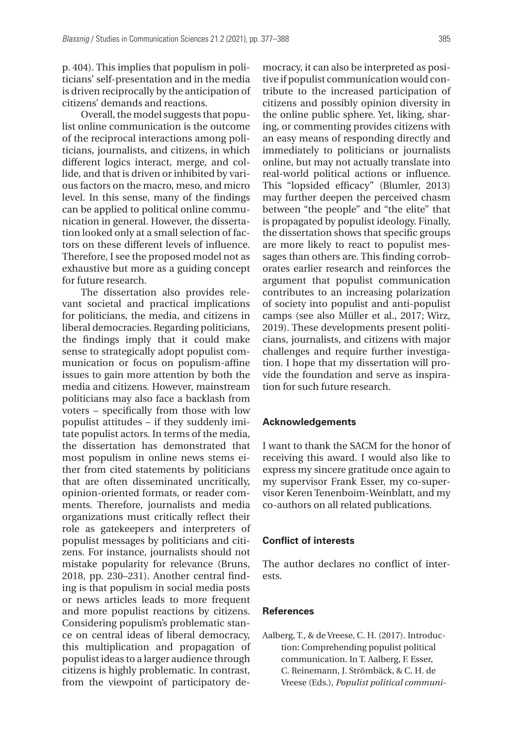p. 404). This implies that populism in politicians' self-presentation and in the media is driven reciprocally by the anticipation of citizens' demands and reactions.

Overall, the model suggests that populist online communication is the outcome of the reciprocal interactions among politicians, journalists, and citizens, in which different logics interact, merge, and collide, and that is driven or inhibited by various factors on the macro, meso, and micro level. In this sense, many of the findings can be applied to political online communication in general. However, the dissertation looked only at a small selection of factors on these different levels of influence. Therefore, I see the proposed model not as exhaustive but more as a guiding concept for future research.

The dissertation also provides relevant societal and practical implications for politicians, the media, and citizens in liberal democracies. Regarding politicians, the findings imply that it could make sense to strategically adopt populist communication or focus on populism-affine issues to gain more attention by both the media and citizens. However, mainstream politicians may also face a backlash from voters – specifically from those with low populist attitudes – if they suddenly imitate populist actors. In terms of the media, the dissertation has demonstrated that most populism in online news stems either from cited statements by politicians that are often disseminated uncritically, opinion-oriented formats, or reader comments. Therefore, journalists and media organizations must critically reflect their role as gatekeepers and interpreters of populist messages by politicians and citizens. For instance, journalists should not mistake popularity for relevance (Bruns, 2018, pp. 230–231). Another central finding is that populism in social media posts or news articles leads to more frequent and more populist reactions by citizens. Considering populism's problematic stance on central ideas of liberal democracy, this multiplication and propagation of populist ideas to a larger audience through citizens is highly problematic. In contrast, from the viewpoint of participatory democracy, it can also be interpreted as positive if populist communication would contribute to the increased participation of citizens and possibly opinion diversity in the online public sphere. Yet, liking, sharing, or commenting provides citizens with an easy means of responding directly and immediately to politicians or journalists online, but may not actually translate into real-world political actions or influence. This "lopsided efficacy" (Blumler, 2013) may further deepen the perceived chasm between "the people" and "the elite" that is propagated by populist ideology. Finally, the dissertation shows that specific groups are more likely to react to populist messages than others are. This finding corroborates earlier research and reinforces the argument that populist communication contributes to an increasing polarization of society into populist and anti-populist camps (see also Müller et al., 2017; Wirz, 2019). These developments present politicians, journalists, and citizens with major challenges and require further investigation. I hope that my dissertation will provide the foundation and serve as inspiration for such future research.

## Acknowledgements

I want to thank the SACM for the honor of receiving this award. I would also like to express my sincere gratitude once again to my supervisor Frank Esser, my co-supervisor Keren Tenenboim-Weinblatt, and my co-authors on all related publications.

## Conflict of interests

The author declares no conflict of interests.

## References

Aalberg, T., & de Vreese, C. H. (2017). Introduction: Comprehending populist political communication. In T. Aalberg, F. Esser, C. Reinemann, J. Strömbäck, & C. H. de Vreese (Eds.), *Populist political communi-*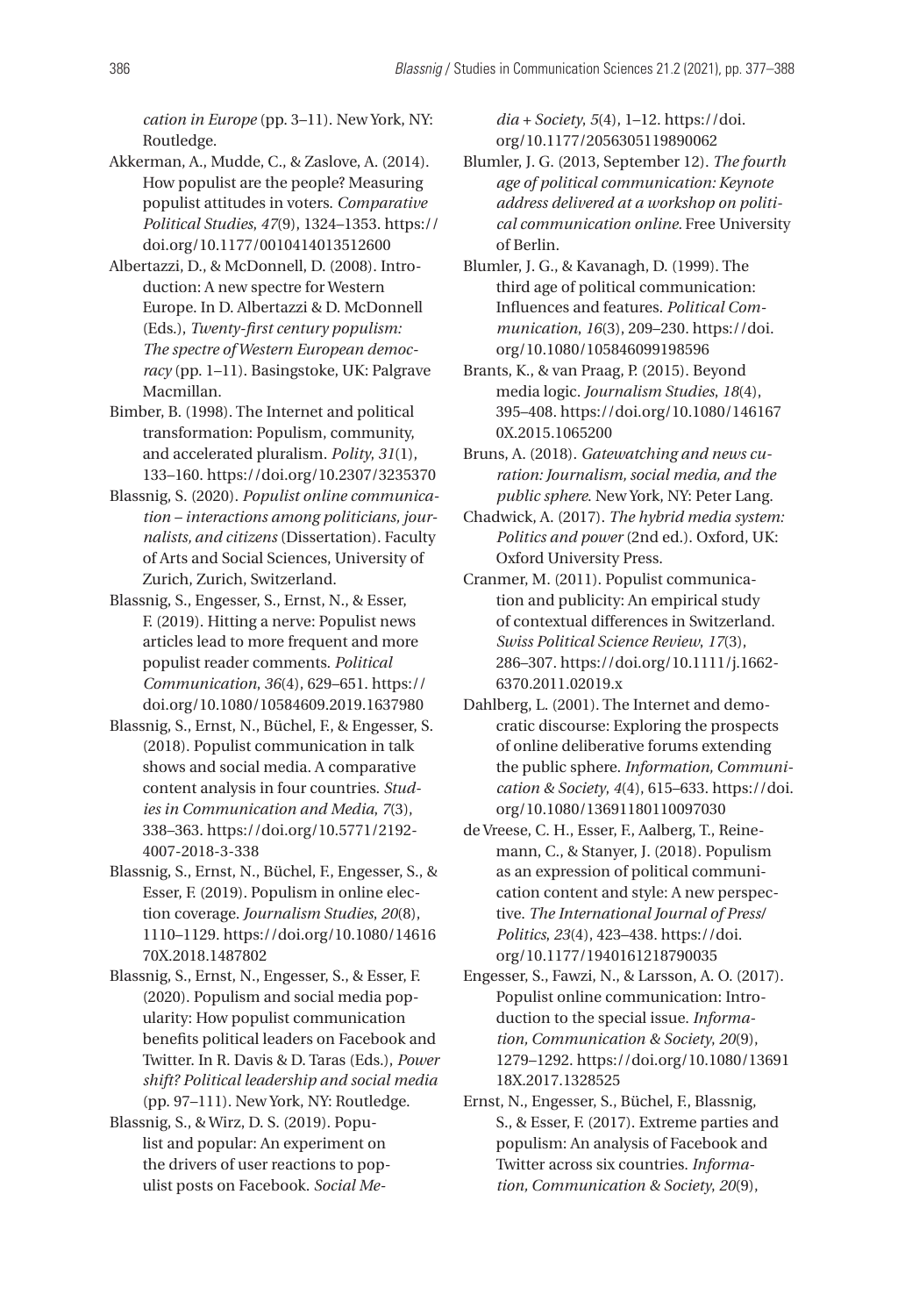*cation in Europe* (pp. 3–11). New York, NY: Routledge.

Akkerman, A., Mudde, C., & Zaslove, A. (2014). How populist are the people? Measuring populist attitudes in voters. *Comparative Political Studies*, *47*(9), 1324–1353. https://doi.org/10.1177/0010414013512600

Albertazzi, D., & McDonnell, D. (2008). Introduction: A new spectre for Western Europe. In D. Albertazzi & D. McDonnell (Eds.), *Twenty-first century populism: The spectre of Western European democracy* (pp. 1–11). Basingstoke, UK: Palgrave Macmillan.

Bimber, B. (1998). The Internet and political transformation: Populism, community, and accelerated pluralism. *Polity*, *31*(1), 133–160. https://doi.org/10.2307/3235370

Blassnig, S. (2020). *Populist online communication – interactions among politicians, journalists, and citizens* (Dissertation). Faculty of Arts and Social Sciences, University of Zurich, Zurich, Switzerland.

Blassnig, S., Engesser, S., Ernst, N., & Esser, F. (2019). Hitting a nerve: Populist news articles lead to more frequent and more populist reader comments. *Political Communication*, *36*(4), 629–651. https://doi.org/10.1080/10584609.2019.1637980

Blassnig, S., Ernst, N., Büchel, F., & Engesser, S. (2018). Populist communication in talk shows and social media. A comparative content analysis in four countries. *Studies in Communication and Media*, *7*(3), 338–363. https://doi.org/10.5771/2192-4007-2018-3-338

Blassnig, S., Ernst, N., Büchel, F., Engesser, S., & Esser, F. (2019). Populism in online election coverage. *Journalism Studies*, *20*(8), 1110–1129. https://doi.org/10.1080/1461670X.2018.1487802

Blassnig, S., Ernst, N., Engesser, S., & Esser, F. (2020). Populism and social media popularity: How populist communication benefits political leaders on Facebook and Twitter. In R. Davis & D. Taras (Eds.), *Power shift? Political leadership and social media* (pp. 97–111). New York, NY: Routledge.

Blassnig, S., & Wirz, D. S. (2019). Populist and popular: An experiment on the drivers of user reactions to populist posts on Facebook. *Social Media + Society*, *5*(4), 1–12. https://doi.org/10.1177/2056305119890062

Blumler, J. G. (2013, September 12). *The fourth age of political communication: Keynote address delivered at a workshop on political communication online*. Free University of Berlin.

Blumler, J. G., & Kavanagh, D. (1999). The third age of political communication: Influences and features. *Political Communication*, *16*(3), 209–230. https://doi.org/10.1080/105846099198596

Brants, K., & van Praag, P. (2015). Beyond media logic. *Journalism Studies*, *18*(4), 395–408. https://doi.org/10.1080/1461670X.2015.1065200

Bruns, A. (2018). *Gatewatching and news curation: Journalism, social media, and the public sphere*. New York, NY: Peter Lang.

Chadwick, A. (2017). *The hybrid media system: Politics and power* (2nd ed.). Oxford, UK: Oxford University Press.

Cranmer, M. (2011). Populist communication and publicity: An empirical study of contextual differences in Switzerland. *Swiss Political Science Review*, *17*(3), 286–307. https://doi.org/10.1111/j.1662-6370.2011.02019.x

Dahlberg, L. (2001). The Internet and democratic discourse: Exploring the prospects of online deliberative forums extending the public sphere. *Information, Communication & Society*, *4*(4), 615–633. https://doi.org/10.1080/13691180110097030

de Vreese, C. H., Esser, F., Aalberg, T., Reinemann, C., & Stanyer, J. (2018). Populism as an expression of political communication content and style: A new perspective. *The International Journal of Press/Politics*, *23*(4), 423–438. https://doi.org/10.1177/1940161218790035

Engesser, S., Fawzi, N., & Larsson, A. O. (2017). Populist online communication: Introduction to the special issue. *Information, Communication & Society*, *20*(9), 1279–1292. https://doi.org/10.1080/1369118X.2017.1328525

Ernst, N., Engesser, S., Büchel, F., Blassnig, S., & Esser, F. (2017). Extreme parties and populism: An analysis of Facebook and Twitter across six countries. *Information, Communication & Society*, *20*(9),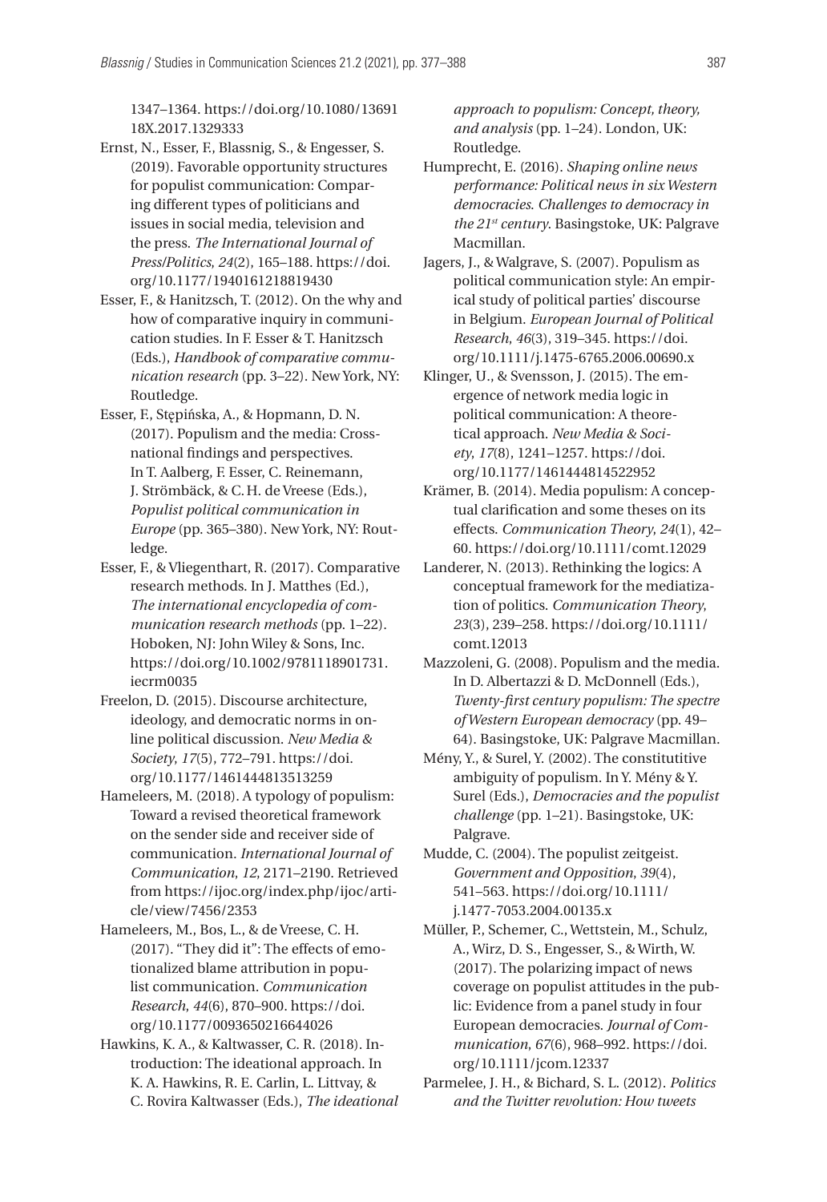1347–1364. https://doi.org/10.1080/1369118X.2017.1329333

Ernst, N., Esser, F., Blassnig, S., & Engesser, S. (2019). Favorable opportunity structures for populist communication: Comparing different types of politicians and issues in social media, television and the press. *The International Journal of Press/Politics*, *24*(2), 165–188. https://doi.org/10.1177/1940161218819430

Esser, F., & Hanitzsch, T. (2012). On the why and how of comparative inquiry in communication studies. In F. Esser & T. Hanitzsch (Eds.), *Handbook of comparative communication research* (pp. 3–22). New York, NY: Routledge.

Esser, F., Stępińska, A., & Hopmann, D. N. (2017). Populism and the media: Cross-national findings and perspectives. In T. Aalberg, F. Esser, C. Reinemann, J. Strömbäck, & C. H. de Vreese (Eds.), *Populist political communication in Europe* (pp. 365–380). New York, NY: Routledge.

Esser, F., & Vliegenthart, R. (2017). Comparative research methods. In J. Matthes (Ed.), *The international encyclopedia of communication research methods* (pp. 1–22). Hoboken, NJ: John Wiley & Sons, Inc. https://doi.org/10.1002/9781118901731.iecrm0035

Freelon, D. (2015). Discourse architecture, ideology, and democratic norms in online political discussion. *New Media & Society*, *17*(5), 772–791. https://doi.org/10.1177/1461444813513259

Hameleers, M. (2018). A typology of populism: Toward a revised theoretical framework on the sender side and receiver side of communication. *International Journal of Communication*, *12*, 2171–2190. Retrieved from https://ijoc.org/index.php/ijoc/article/view/7456/2353

Hameleers, M., Bos, L., & de Vreese, C. H. (2017). "They did it": The effects of emotionalized blame attribution in populist communication. *Communication Research*, *44*(6), 870–900. https://doi.org/10.1177/0093650216644026

Hawkins, K. A., & Kaltwasser, C. R. (2018). Introduction: The ideational approach. In K. A. Hawkins, R. E. Carlin, L. Littvay, & C. Rovira Kaltwasser (Eds.), *The ideational approach to populism: Concept, theory, and analysis* (pp. 1–24). London, UK: Routledge.

Humprecht, E. (2016). *Shaping online news performance: Political news in six Western democracies. Challenges to democracy in the 21st century*. Basingstoke, UK: Palgrave Macmillan.

Jagers, J., & Walgrave, S. (2007). Populism as political communication style: An empirical study of political parties' discourse in Belgium. *European Journal of Political Research*, *46*(3), 319–345. https://doi.org/10.1111/j.1475-6765.2006.00690.x

Klinger, U., & Svensson, J. (2015). The emergence of network media logic in political communication: A theoretical approach. *New Media & Society*, *17*(8), 1241–1257. https://doi.org/10.1177/1461444814522952

Krämer, B. (2014). Media populism: A conceptual clarification and some theses on its effects. *Communication Theory*, *24*(1), 42–60. https://doi.org/10.1111/comt.12029

Landerer, N. (2013). Rethinking the logics: A conceptual framework for the mediatization of politics. *Communication Theory*, *23*(3), 239–258. https://doi.org/10.1111/comt.12013

Mazzoleni, G. (2008). Populism and the media. In D. Albertazzi & D. McDonnell (Eds.), *Twenty-first century populism: The spectre of Western European democracy* (pp. 49–64). Basingstoke, UK: Palgrave Macmillan.

Mény, Y., & Surel, Y. (2002). The constitutitive ambiguity of populism. In Y. Mény & Y. Surel (Eds.), *Democracies and the populist challenge* (pp. 1–21). Basingstoke, UK: Palgrave.

Mudde, C. (2004). The populist zeitgeist. *Government and Opposition*, *39*(4), 541–563. https://doi.org/10.1111/j.1477-7053.2004.00135.x

Müller, P., Schemer, C., Wettstein, M., Schulz, A., Wirz, D. S., Engesser, S., & Wirth, W. (2017). The polarizing impact of news coverage on populist attitudes in the public: Evidence from a panel study in four European democracies. *Journal of Communication*, *67*(6), 968–992. https://doi.org/10.1111/jcom.12337

Parmelee, J. H., & Bichard, S. L. (2012). *Politics and the Twitter revolution: How tweets*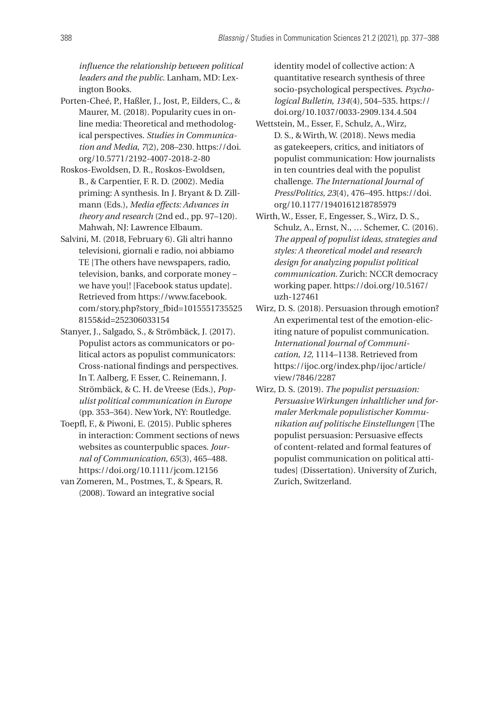*influence the relationship between political leaders and the public*. Lanham, MD: Lexington Books.

Porten-Cheé, P., Haßler, J., Jost, P., Eilders, C., & Maurer, M. (2018). Popularity cues in online media: Theoretical and methodological perspectives. *Studies in Communication and Media*, *7*(2), 208–230. https://doi.org/10.5771/2192-4007-2018-2-80

Roskos-Ewoldsen, D. R., Roskos-Ewoldsen, B., & Carpentier, F. R. D. (2002). Media priming: A synthesis. In J. Bryant & D. Zillmann (Eds.), *Media effects: Advances in theory and research* (2nd ed., pp. 97–120). Mahwah, NJ: Lawrence Elbaum.

Salvini, M. (2018, February 6). Gli altri hanno televisioni, giornali e radio, noi abbiamo TE [The others have newspapers, radio, television, banks, and corporate money – we have you]! [Facebook status update]. Retrieved from https://www.facebook.com/story.php?story_fbid=10155517355258155&id=252306033154

Stanyer, J., Salgado, S., & Strömbäck, J. (2017). Populist actors as communicators or political actors as populist communicators: Cross-national findings and perspectives. In T. Aalberg, F. Esser, C. Reinemann, J. Strömbäck, & C. H. de Vreese (Eds.), *Populist political communication in Europe* (pp. 353–364). New York, NY: Routledge.

Toepfl, F., & Piwoni, E. (2015). Public spheres in interaction: Comment sections of news websites as counterpublic spaces. *Journal of Communication*, *65*(3), 465–488. https://doi.org/10.1111/jcom.12156

van Zomeren, M., Postmes, T., & Spears, R. (2008). Toward an integrative social identity model of collective action: A quantitative research synthesis of three socio-psychological perspectives. *Psychological Bulletin*, *134*(4), 504–535. https://doi.org/10.1037/0033-2909.134.4.504

Wettstein, M., Esser, F., Schulz, A., Wirz, D. S., & Wirth, W. (2018). News media as gatekeepers, critics, and initiators of populist communication: How journalists in ten countries deal with the populist challenge. *The International Journal of Press/Politics*, *23*(4), 476–495. https://doi.org/10.1177/1940161218785979

Wirth, W., Esser, F., Engesser, S., Wirz, D. S., Schulz, A., Ernst, N., … Schemer, C. (2016). *The appeal of populist ideas, strategies and styles: A theoretical model and research design for analyzing populist political communication*. Zurich: NCCR democracy working paper. https://doi.org/10.5167/uzh-127461

Wirz, D. S. (2018). Persuasion through emotion? An experimental test of the emotion-eliciting nature of populist communication. *International Journal of Communication*, *12*, 1114–1138. Retrieved from https://ijoc.org/index.php/ijoc/article/view/7846/2287

Wirz, D. S. (2019). *The populist persuasion: Persuasive Wirkungen inhaltlicher und formaler Merkmale populistischer Kommunikation auf politische Einstellungen* [The populist persuasion: Persuasive effects of content-related and formal features of populist communication on political attitudes] (Dissertation). University of Zurich, Zurich, Switzerland.